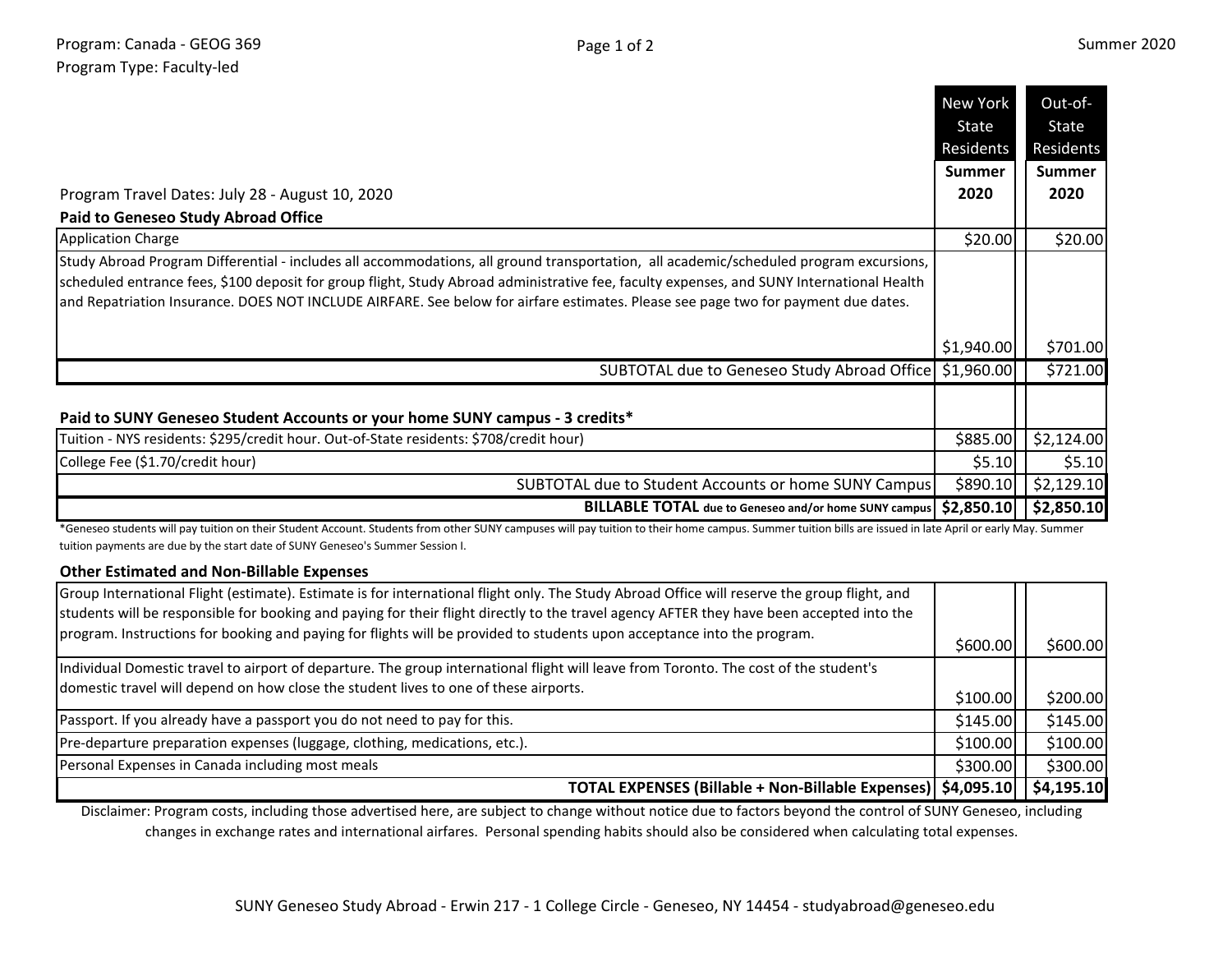Program: Canada - GEOG 369
Program Type: Faculty-led

Summer 2020

| Program Travel Dates: July 28 - August 10, 2020 | New York State Residents Summer 2020 | Out-of-State Residents Summer 2020 |
|---|---|---|
| **Paid to Geneseo Study Abroad Office** | | |
| Application Charge | $20.00 | $20.00 |
| Study Abroad Program Differential - includes all accommodations, all ground transportation, all academic/scheduled program excursions, scheduled entrance fees, $100 deposit for group flight, Study Abroad administrative fee, faculty expenses, and SUNY International Health and Repatriation Insurance. DOES NOT INCLUDE AIRFARE. See below for airfare estimates. Please see page two for payment due dates. | $1,940.00 | $701.00 |
| SUBTOTAL due to Geneseo Study Abroad Office | $1,960.00 | $721.00 |
| **Paid to SUNY Geneseo Student Accounts or your home SUNY campus - 3 credits*** | | |
| Tuition - NYS residents: $295/credit hour. Out-of-State residents: $708/credit hour) | $885.00 | $2,124.00 |
| College Fee ($1.70/credit hour) | $5.10 | $5.10 |
| SUBTOTAL due to Student Accounts or home SUNY Campus | $890.10 | $2,129.10 |
| **BILLABLE TOTAL** due to Geneseo and/or home SUNY campus | **$2,850.10** | **$2,850.10** |

*Geneseo students will pay tuition on their Student Account. Students from other SUNY campuses will pay tuition to their home campus. Summer tuition bills are issued in late April or early May. Summer tuition payments are due by the start date of SUNY Geneseo's Summer Session I.

**Other Estimated and Non-Billable Expenses**

| Expense | New York State Residents | Out-of-State Residents |
|---|---|---|
| Group International Flight (estimate). Estimate is for international flight only. The Study Abroad Office will reserve the group flight, and students will be responsible for booking and paying for their flight directly to the travel agency AFTER they have been accepted into the program. Instructions for booking and paying for flights will be provided to students upon acceptance into the program. | $600.00 | $600.00 |
| Individual Domestic travel to airport of departure. The group international flight will leave from Toronto. The cost of the student's domestic travel will depend on how close the student lives to one of these airports. | $100.00 | $200.00 |
| Passport. If you already have a passport you do not need to pay for this. | $145.00 | $145.00 |
| Pre-departure preparation expenses (luggage, clothing, medications, etc.). | $100.00 | $100.00 |
| Personal Expenses in Canada including most meals | $300.00 | $300.00 |
| **TOTAL EXPENSES (Billable + Non-Billable Expenses)** | **$4,095.10** | **$4,195.10** |

Disclaimer: Program costs, including those advertised here, are subject to change without notice due to factors beyond the control of SUNY Geneseo, including changes in exchange rates and international airfares. Personal spending habits should also be considered when calculating total expenses.

SUNY Geneseo Study Abroad - Erwin 217 - 1 College Circle - Geneseo, NY 14454 - studyabroad@geneseo.edu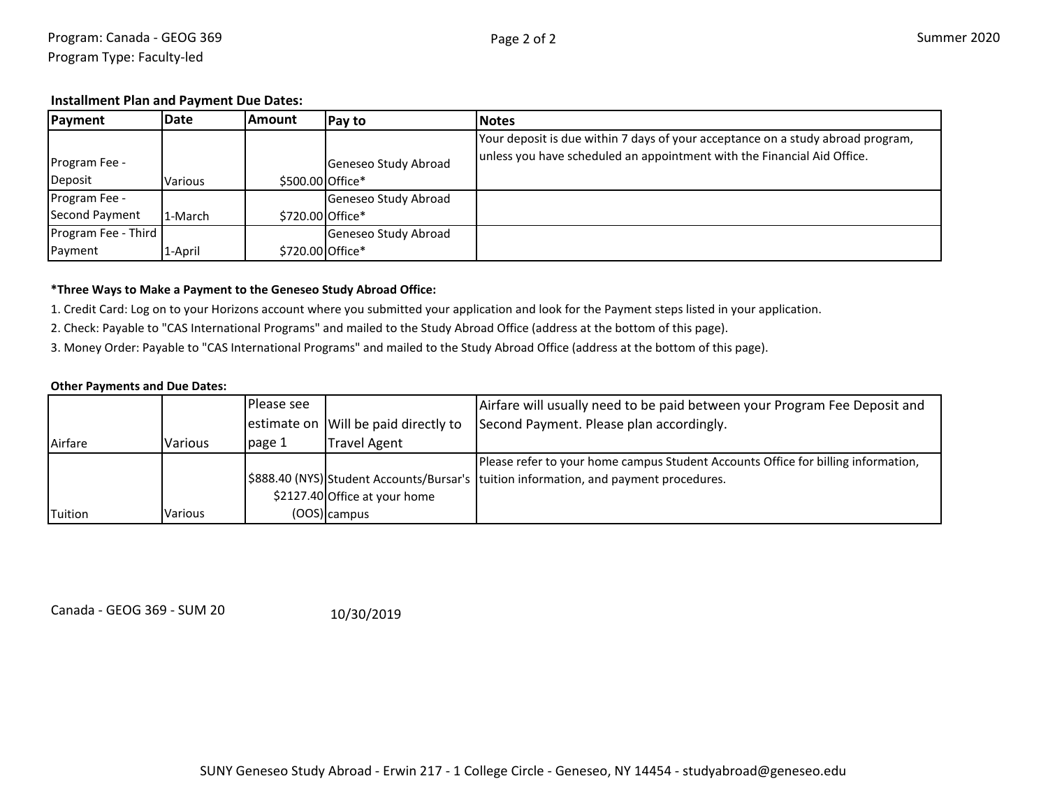**Installment Plan and Payment Due Dates:**

| Payment | Date | Amount | Pay to | Notes |
|---|---|---|---|---|
| Program Fee - Deposit | Various | $500.00 | Geneseo Study Abroad Office* | Your deposit is due within 7 days of your acceptance on a study abroad program, unless you have scheduled an appointment with the Financial Aid Office. |
| Program Fee - Second Payment | 1-March | $720.00 | Geneseo Study Abroad Office* | |
| Program Fee - Third Payment | 1-April | $720.00 | Geneseo Study Abroad Office* | |

***Three Ways to Make a Payment to the Geneseo Study Abroad Office:**

1. Credit Card: Log on to your Horizons account where you submitted your application and look for the Payment steps listed in your application.
2. Check: Payable to "CAS International Programs" and mailed to the Study Abroad Office (address at the bottom of this page).
3. Money Order: Payable to "CAS International Programs" and mailed to the Study Abroad Office (address at the bottom of this page).

**Other Payments and Due Dates:**

| | | | | |
|---|---|---|---|---|
| Airfare | Various | Please see estimate on page 1 | Will be paid directly to Travel Agent | Airfare will usually need to be paid between your Program Fee Deposit and Second Payment. Please plan accordingly. |
| Tuition | Various | $888.40 (NYS) $2127.40 (OOS) | Student Accounts/Bursar's Office at your home campus | Please refer to your home campus Student Accounts Office for billing information, tuition information, and payment procedures. |

Canada - GEOG 369 - SUM 20 10/30/2019

SUNY Geneseo Study Abroad - Erwin 217 - 1 College Circle - Geneseo, NY 14454 - studyabroad@geneseo.edu